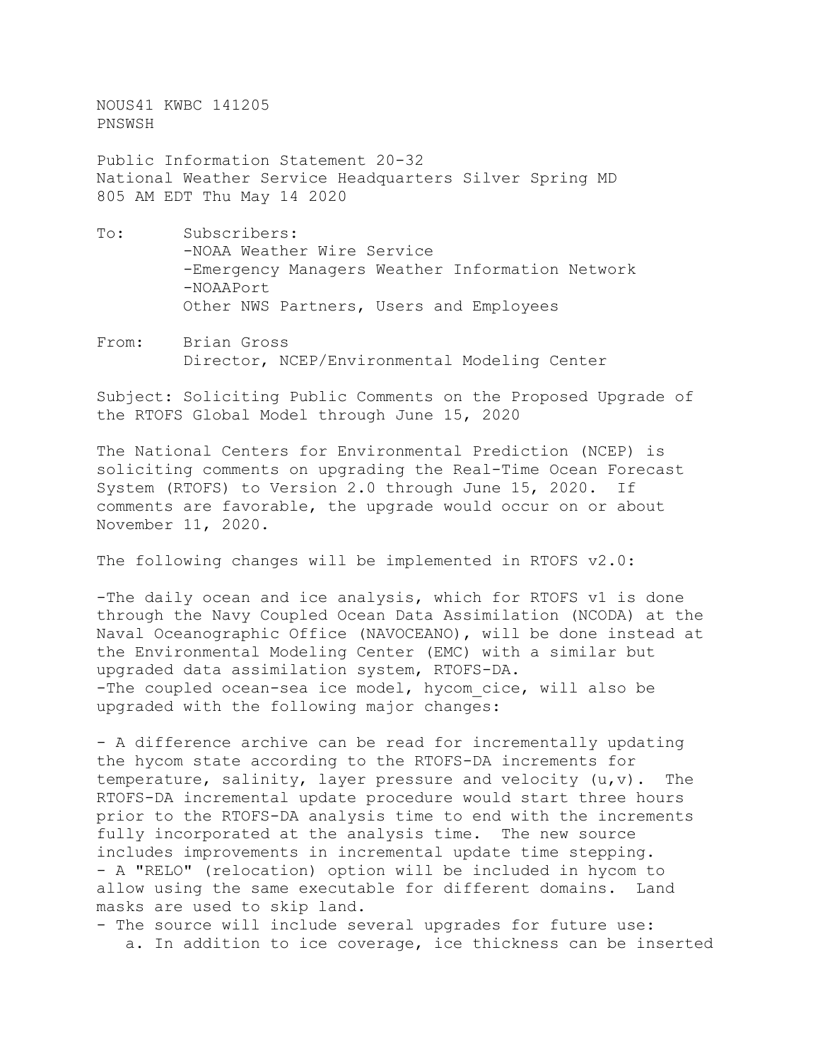NOUS41 KWBC 141205
PNSWSH

Public Information Statement 20-32
National Weather Service Headquarters Silver Spring MD
805 AM EDT Thu May 14 2020

To: Subscribers:
- -NOAA Weather Wire Service
- -Emergency Managers Weather Information Network
- -NOAAPort

Other NWS Partners, Users and Employees

From: Brian Gross
Director, NCEP/Environmental Modeling Center

Subject: Soliciting Public Comments on the Proposed Upgrade of the RTOFS Global Model through June 15, 2020

The National Centers for Environmental Prediction (NCEP) is soliciting comments on upgrading the Real-Time Ocean Forecast System (RTOFS) to Version 2.0 through June 15, 2020. If comments are favorable, the upgrade would occur on or about November 11, 2020.

The following changes will be implemented in RTOFS v2.0:

-The daily ocean and ice analysis, which for RTOFS v1 is done through the Navy Coupled Ocean Data Assimilation (NCODA) at the Naval Oceanographic Office (NAVOCEANO), will be done instead at the Environmental Modeling Center (EMC) with a similar but upgraded data assimilation system, RTOFS-DA.
-The coupled ocean-sea ice model, hycom_cice, will also be upgraded with the following major changes:

- A difference archive can be read for incrementally updating the hycom state according to the RTOFS-DA increments for temperature, salinity, layer pressure and velocity (u,v). The RTOFS-DA incremental update procedure would start three hours prior to the RTOFS-DA analysis time to end with the increments fully incorporated at the analysis time. The new source includes improvements in incremental update time stepping.
- A "RELO" (relocation) option will be included in hycom to allow using the same executable for different domains. Land masks are used to skip land.
- The source will include several upgrades for future use:
  a. In addition to ice coverage, ice thickness can be inserted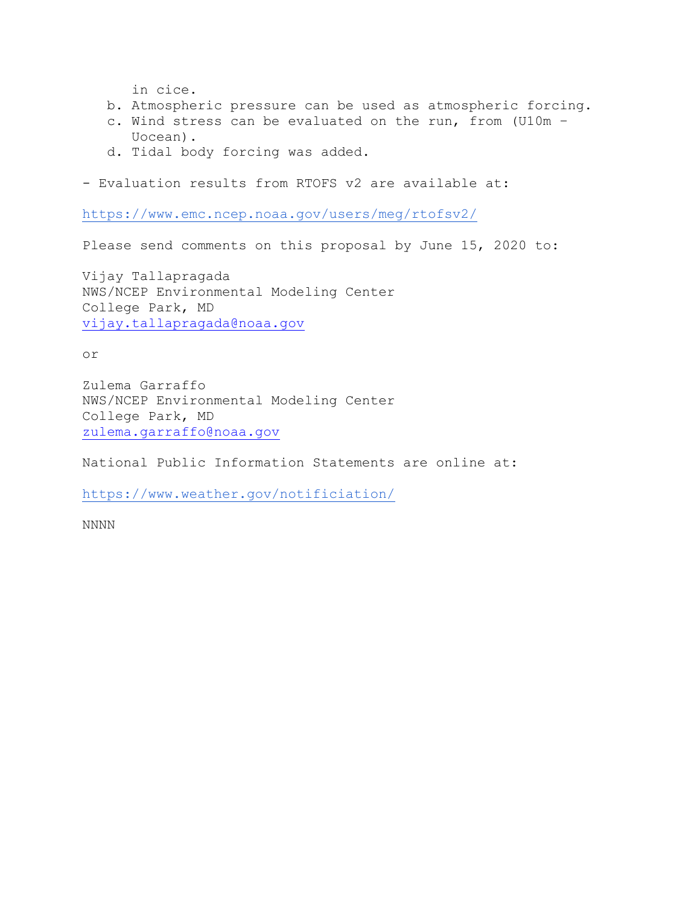in cice.

b. Atmospheric pressure can be used as atmospheric forcing.
c. Wind stress can be evaluated on the run, from (U10m – Uocean).
d. Tidal body forcing was added.

- Evaluation results from RTOFS v2 are available at:

https://www.emc.ncep.noaa.gov/users/meg/rtofsv2/

Please send comments on this proposal by June 15, 2020 to:

Vijay Tallapragada
NWS/NCEP Environmental Modeling Center
College Park, MD
vijay.tallapragada@noaa.gov

or

Zulema Garraffo
NWS/NCEP Environmental Modeling Center
College Park, MD
zulema.garraffo@noaa.gov

National Public Information Statements are online at:

https://www.weather.gov/notificiation/

NNNN